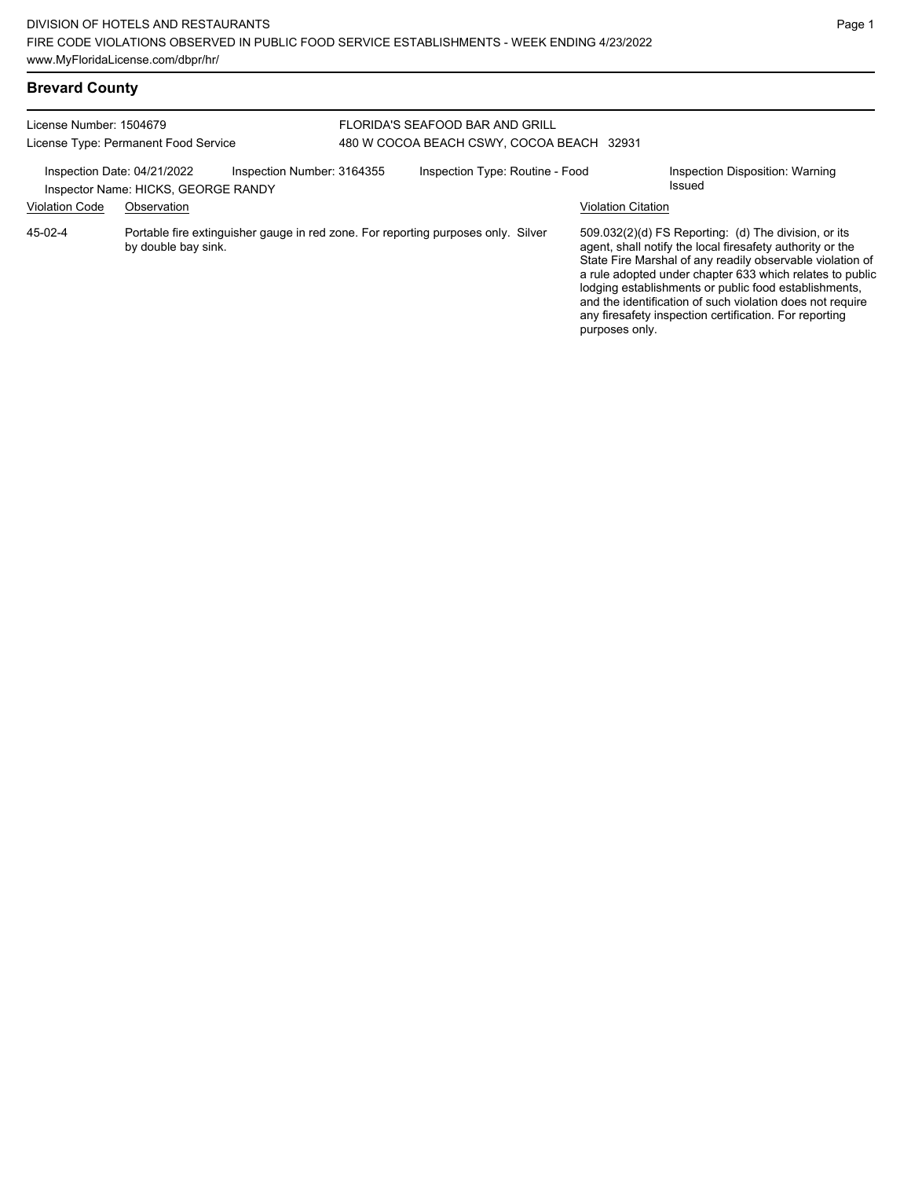DIVISION OF HOTELS AND RESTAURANTS
FIRE CODE VIOLATIONS OBSERVED IN PUBLIC FOOD SERVICE ESTABLISHMENTS - WEEK ENDING 4/23/2022
www.MyFloridaLicense.com/dbpr/hr/

## Brevard County

License Number: 1504679
License Type: Permanent Food Service

FLORIDA'S SEAFOOD BAR AND GRILL
480 W COCOA BEACH CSWY, COCOA BEACH 32931

Inspection Date: 04/21/2022
Inspection Number: 3164355
Inspection Type: Routine - Food
Inspection Disposition: Warning Issued
Inspector Name: HICKS, GEORGE RANDY

| Violation Code | Observation | Violation Citation |
|---|---|---|
| 45-02-4 | Portable fire extinguisher gauge in red zone. For reporting purposes only. Silver by double bay sink. | 509.032(2)(d) FS Reporting: (d) The division, or its agent, shall notify the local firesafety authority or the State Fire Marshal of any readily observable violation of a rule adopted under chapter 633 which relates to public lodging establishments or public food establishments, and the identification of such violation does not require any firesafety inspection certification. For reporting purposes only. |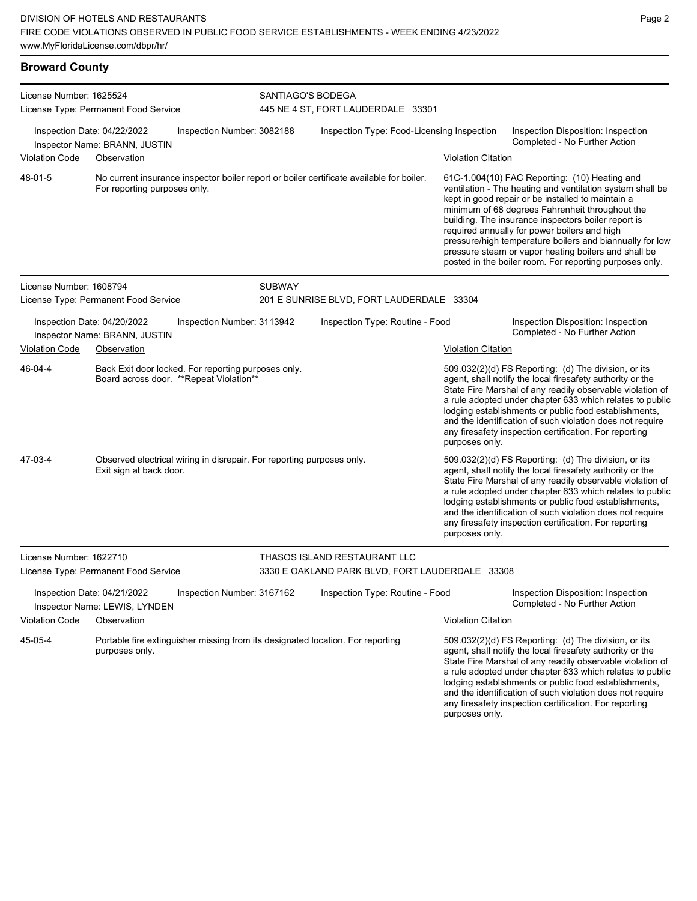## Broward County

**License Number:** 1625524
**License Type:** Permanent Food Service

**SANTIAGO'S BODEGA**
445 NE 4 ST, FORT LAUDERDALE 33301

Inspection Date: 04/22/2022 | Inspection Number: 3082188 | Inspection Type: Food-Licensing Inspection | Inspection Disposition: Inspection Completed - No Further Action
Inspector Name: BRANN, JUSTIN

| Violation Code | Observation | Violation Citation |
|---|---|---|
| 48-01-5 | No current insurance inspector boiler report or boiler certificate available for boiler. For reporting purposes only. | 61C-1.004(10) FAC Reporting: (10) Heating and ventilation - The heating and ventilation system shall be kept in good repair or be installed to maintain a minimum of 68 degrees Fahrenheit throughout the building. The insurance inspectors boiler report is required annually for power boilers and high pressure/high temperature boilers and biannually for low pressure steam or vapor heating boilers and shall be posted in the boiler room. For reporting purposes only. |

**License Number:** 1608794
**License Type:** Permanent Food Service

**SUBWAY**
201 E SUNRISE BLVD, FORT LAUDERDALE 33304

Inspection Date: 04/20/2022 | Inspection Number: 3113942 | Inspection Type: Routine - Food | Inspection Disposition: Inspection Completed - No Further Action
Inspector Name: BRANN, JUSTIN

| Violation Code | Observation | Violation Citation |
|---|---|---|
| 46-04-4 | Back Exit door locked. For reporting purposes only. Board across door. **Repeat Violation** | 509.032(2)(d) FS Reporting: (d) The division, or its agent, shall notify the local firesafety authority or the State Fire Marshal of any readily observable violation of a rule adopted under chapter 633 which relates to public lodging establishments or public food establishments, and the identification of such violation does not require any firesafety inspection certification. For reporting purposes only. |
| 47-03-4 | Observed electrical wiring in disrepair. For reporting purposes only. Exit sign at back door. | 509.032(2)(d) FS Reporting: (d) The division, or its agent, shall notify the local firesafety authority or the State Fire Marshal of any readily observable violation of a rule adopted under chapter 633 which relates to public lodging establishments or public food establishments, and the identification of such violation does not require any firesafety inspection certification. For reporting purposes only. |

**License Number:** 1622710
**License Type:** Permanent Food Service

**THASOS ISLAND RESTAURANT LLC**
3330 E OAKLAND PARK BLVD, FORT LAUDERDALE 33308

Inspection Date: 04/21/2022 | Inspection Number: 3167162 | Inspection Type: Routine - Food | Inspection Disposition: Inspection Completed - No Further Action
Inspector Name: LEWIS, LYNDEN

| Violation Code | Observation | Violation Citation |
|---|---|---|
| 45-05-4 | Portable fire extinguisher missing from its designated location. For reporting purposes only. | 509.032(2)(d) FS Reporting: (d) The division, or its agent, shall notify the local firesafety authority or the State Fire Marshal of any readily observable violation of a rule adopted under chapter 633 which relates to public lodging establishments or public food establishments, and the identification of such violation does not require any firesafety inspection certification. For reporting purposes only. |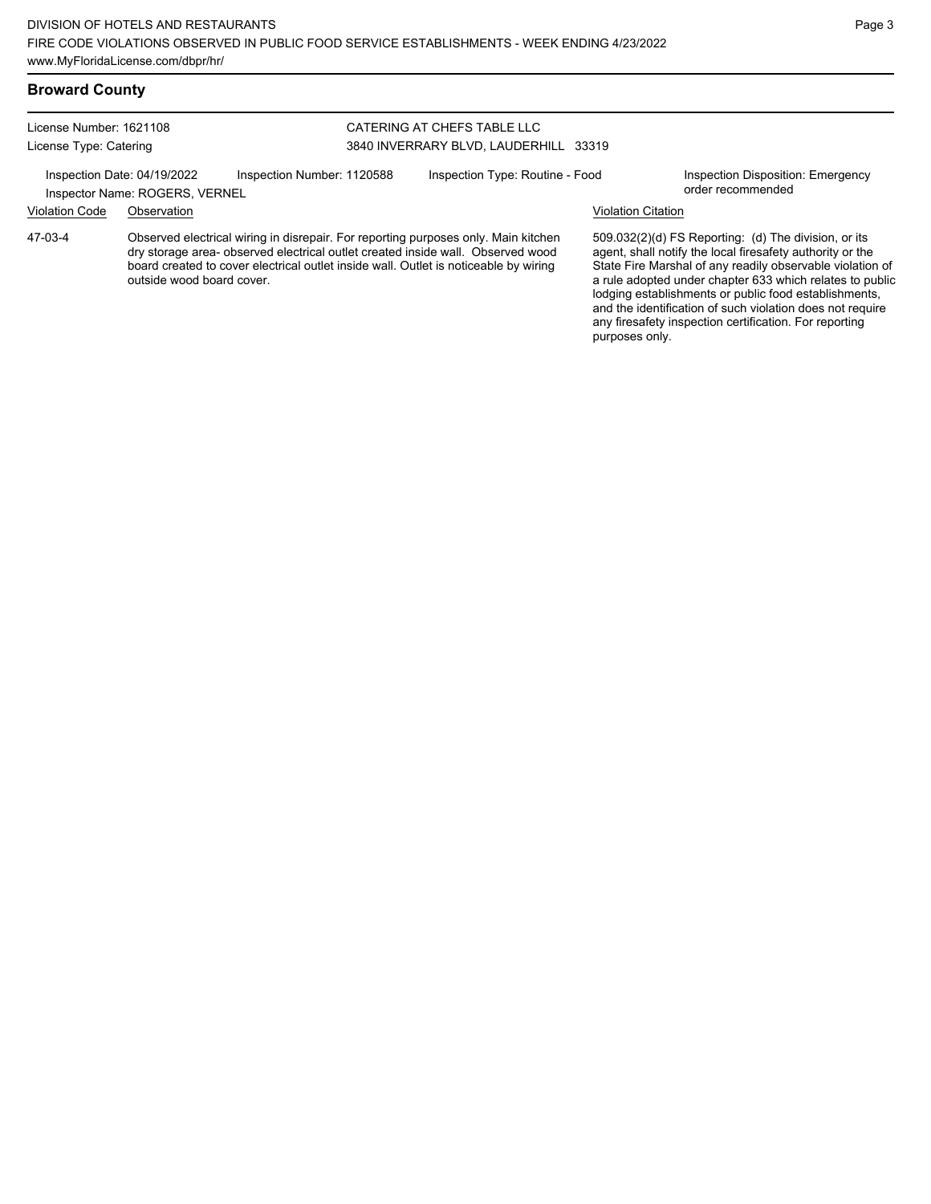## Broward County

License Number: 1621108
License Type: Catering

CATERING AT CHEFS TABLE LLC
3840 INVERRARY BLVD, LAUDERHILL 33319

Inspection Date: 04/19/2022
Inspector Name: ROGERS, VERNEL
Inspection Number: 1120588
Inspection Type: Routine - Food
Inspection Disposition: Emergency order recommended

| Violation Code | Observation | Violation Citation |
| --- | --- | --- |
| 47-03-4 | Observed electrical wiring in disrepair. For reporting purposes only. Main kitchen dry storage area- observed electrical outlet created inside wall. Observed wood board created to cover electrical outlet inside wall. Outlet is noticeable by wiring outside wood board cover. | 509.032(2)(d) FS Reporting: (d) The division, or its agent, shall notify the local firesafety authority or the State Fire Marshal of any readily observable violation of a rule adopted under chapter 633 which relates to public lodging establishments or public food establishments, and the identification of such violation does not require any firesafety inspection certification. For reporting purposes only. |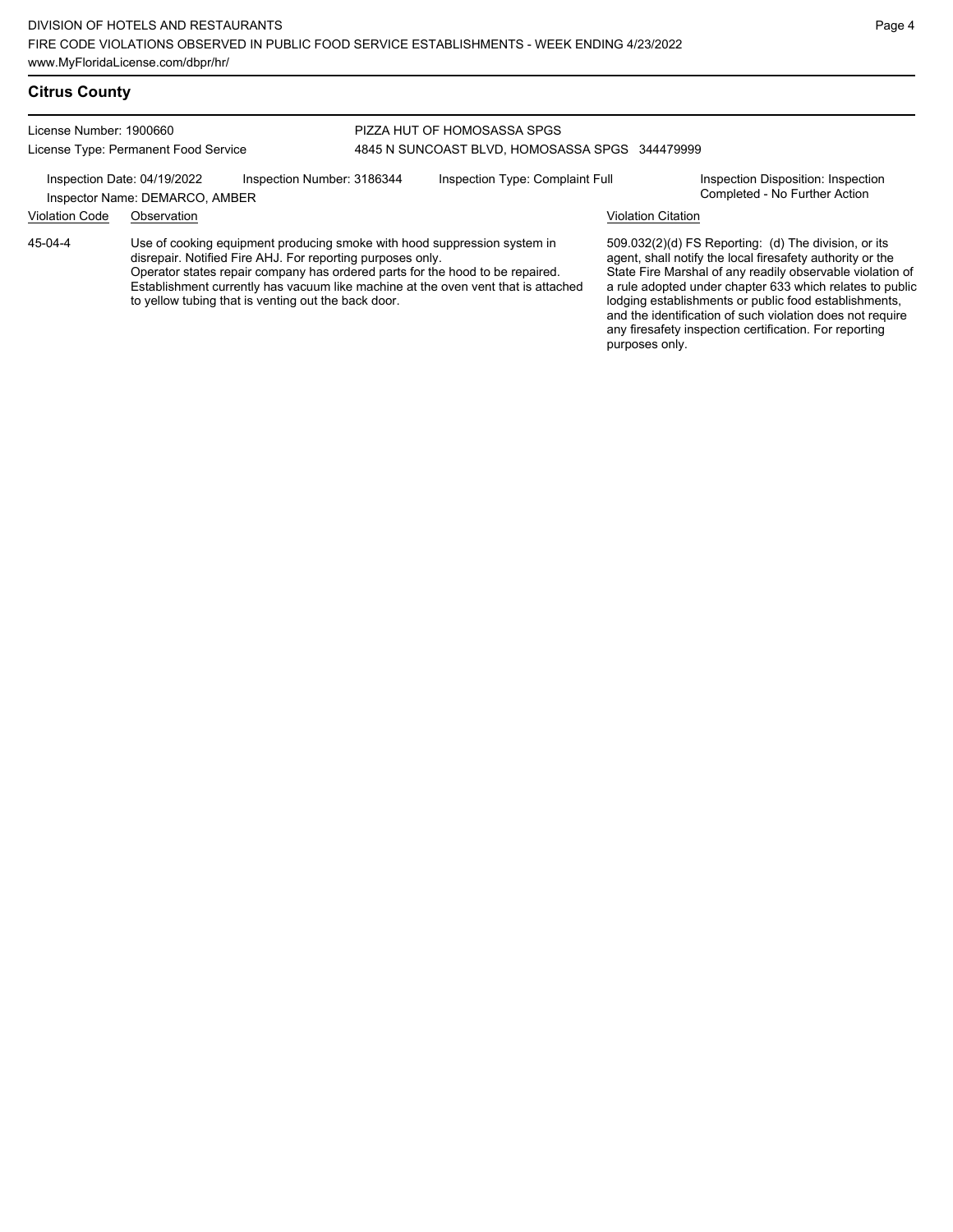## Citrus County

License Number: 1900660
License Type: Permanent Food Service

PIZZA HUT OF HOMOSASSA SPGS
4845 N SUNCOAST BLVD, HOMOSASSA SPGS 344479999

Inspection Date: 04/19/2022
Inspector Name: DEMARCO, AMBER
Inspection Number: 3186344
Inspection Type: Complaint Full
Inspection Disposition: Inspection Completed - No Further Action

| Violation Code | Observation | Violation Citation |
| --- | --- | --- |
| 45-04-4 | Use of cooking equipment producing smoke with hood suppression system in disrepair. Notified Fire AHJ. For reporting purposes only. Operator states repair company has ordered parts for the hood to be repaired. Establishment currently has vacuum like machine at the oven vent that is attached to yellow tubing that is venting out the back door. | 509.032(2)(d) FS Reporting: (d) The division, or its agent, shall notify the local firesafety authority or the State Fire Marshal of any readily observable violation of a rule adopted under chapter 633 which relates to public lodging establishments or public food establishments, and the identification of such violation does not require any firesafety inspection certification. For reporting purposes only. |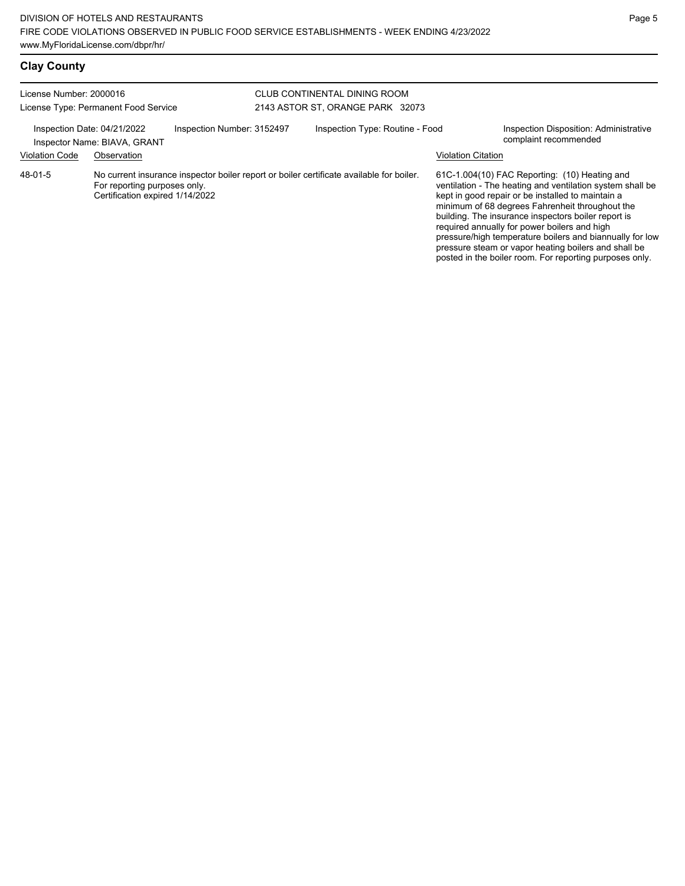## Clay County

License Number: 2000016
License Type: Permanent Food Service

CLUB CONTINENTAL DINING ROOM
2143 ASTOR ST, ORANGE PARK 32073

Inspection Date: 04/21/2022
Inspector Name: BIAVA, GRANT

Inspection Number: 3152497

Inspection Type: Routine - Food

Inspection Disposition: Administrative complaint recommended

| Violation Code | Observation | Violation Citation |
|---|---|---|
| 48-01-5 | No current insurance inspector boiler report or boiler certificate available for boiler. For reporting purposes only. Certification expired 1/14/2022 | 61C-1.004(10) FAC Reporting: (10) Heating and ventilation - The heating and ventilation system shall be kept in good repair or be installed to maintain a minimum of 68 degrees Fahrenheit throughout the building. The insurance inspectors boiler report is required annually for power boilers and high pressure/high temperature boilers and biannually for low pressure steam or vapor heating boilers and shall be posted in the boiler room. For reporting purposes only. |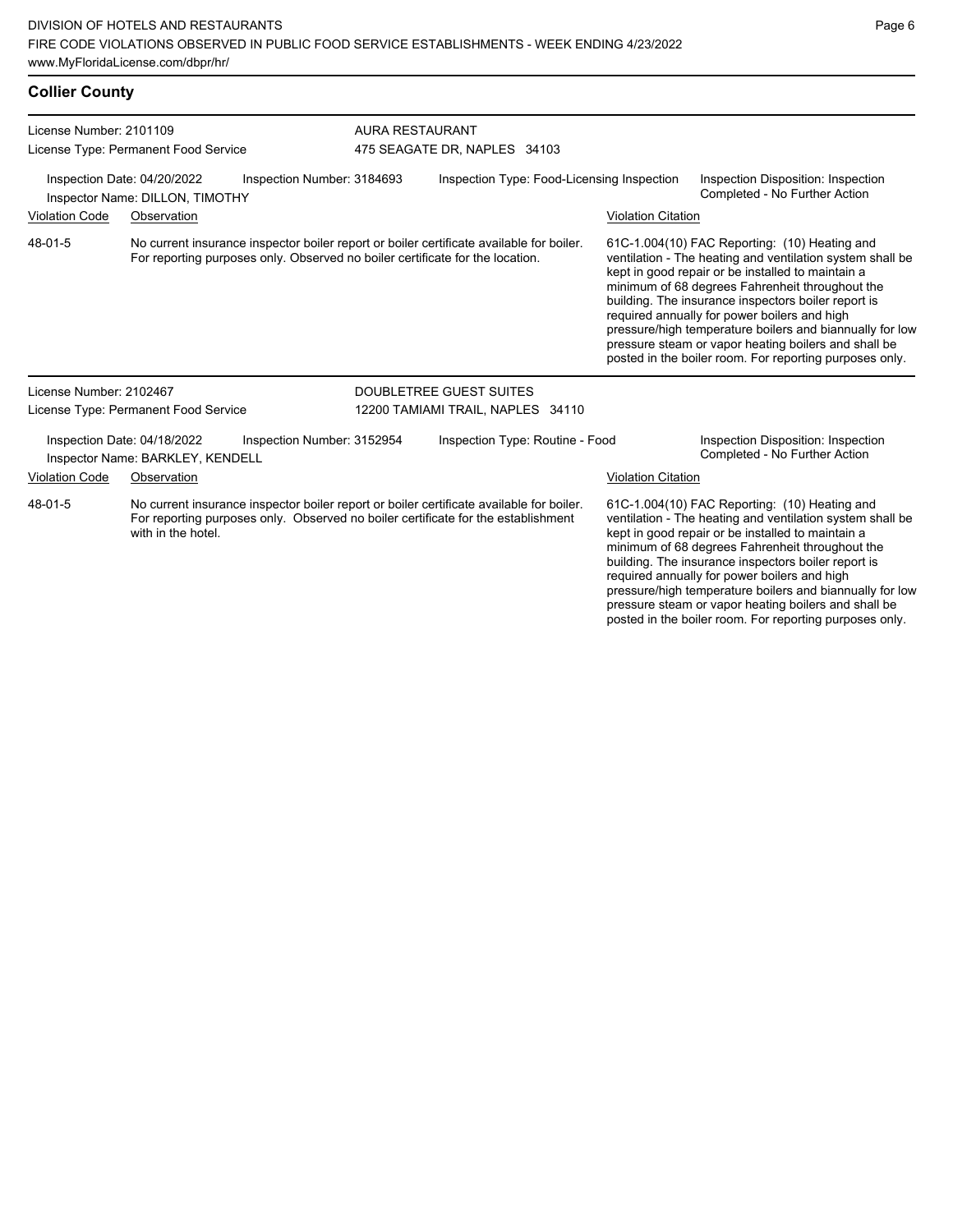## Collier County

**License Number:** 2101109
**License Type:** Permanent Food Service

**AURA RESTAURANT**
475 SEAGATE DR, NAPLES 34103

Inspection Date: 04/20/2022
Inspector Name: DILLON, TIMOTHY
Inspection Number: 3184693
Inspection Type: Food-Licensing Inspection
Inspection Disposition: Inspection Completed - No Further Action

| Violation Code | Observation | Violation Citation |
|---|---|---|
| 48-01-5 | No current insurance inspector boiler report or boiler certificate available for boiler. For reporting purposes only. Observed no boiler certificate for the location. | 61C-1.004(10) FAC Reporting: (10) Heating and ventilation - The heating and ventilation system shall be kept in good repair or be installed to maintain a minimum of 68 degrees Fahrenheit throughout the building. The insurance inspectors boiler report is required annually for power boilers and high pressure/high temperature boilers and biannually for low pressure steam or vapor heating boilers and shall be posted in the boiler room. For reporting purposes only. |

**License Number:** 2102467
**License Type:** Permanent Food Service

**DOUBLETREE GUEST SUITES**
12200 TAMIAMI TRAIL, NAPLES 34110

Inspection Date: 04/18/2022
Inspector Name: BARKLEY, KENDELL
Inspection Number: 3152954
Inspection Type: Routine - Food
Inspection Disposition: Inspection Completed - No Further Action

| Violation Code | Observation | Violation Citation |
|---|---|---|
| 48-01-5 | No current insurance inspector boiler report or boiler certificate available for boiler. For reporting purposes only. Observed no boiler certificate for the establishment with in the hotel. | 61C-1.004(10) FAC Reporting: (10) Heating and ventilation - The heating and ventilation system shall be kept in good repair or be installed to maintain a minimum of 68 degrees Fahrenheit throughout the building. The insurance inspectors boiler report is required annually for power boilers and high pressure/high temperature boilers and biannually for low pressure steam or vapor heating boilers and shall be posted in the boiler room. For reporting purposes only. |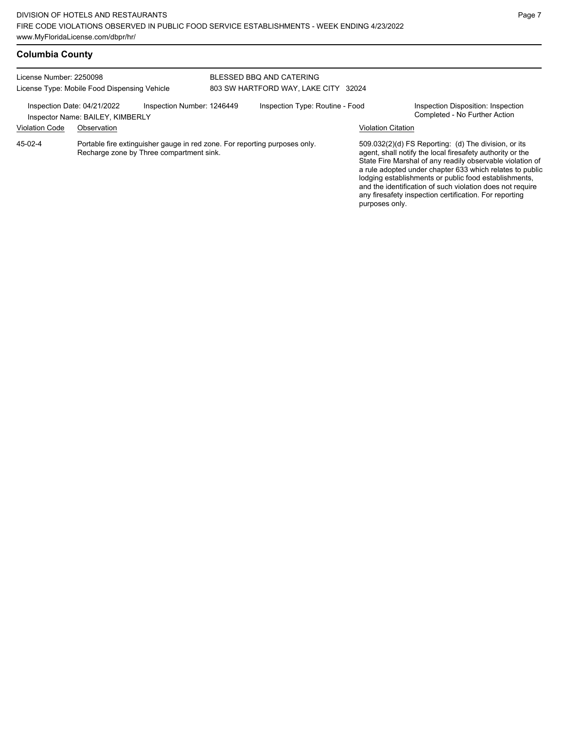## Columbia County

License Number: 2250098
License Type: Mobile Food Dispensing Vehicle

BLESSED BBQ AND CATERING
803 SW HARTFORD WAY, LAKE CITY 32024

Inspection Date: 04/21/2022
Inspection Number: 1246449
Inspection Type: Routine - Food
Inspection Disposition: Inspection Completed - No Further Action
Inspector Name: BAILEY, KIMBERLY

| Violation Code | Observation | Violation Citation |
|---|---|---|
| 45-02-4 | Portable fire extinguisher gauge in red zone. For reporting purposes only. Recharge zone by Three compartment sink. | 509.032(2)(d) FS Reporting: (d) The division, or its agent, shall notify the local firesafety authority or the State Fire Marshal of any readily observable violation of a rule adopted under chapter 633 which relates to public lodging establishments or public food establishments, and the identification of such violation does not require any firesafety inspection certification. For reporting purposes only. |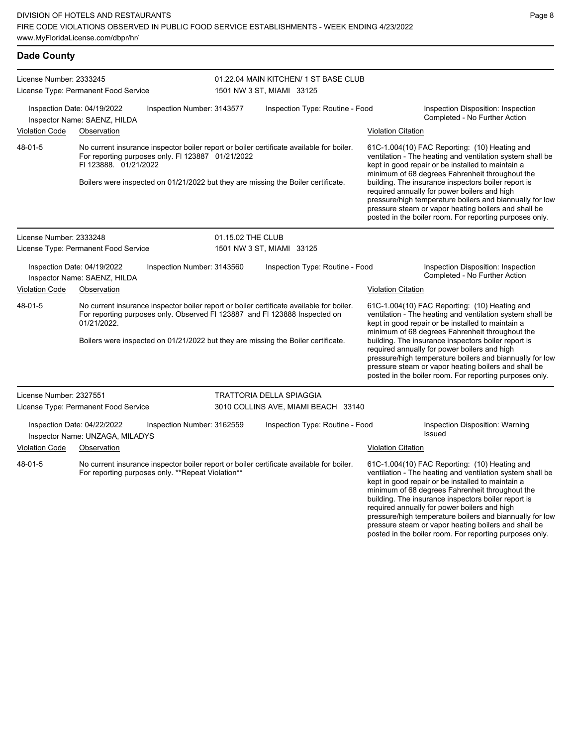## Dade County

**License Number:** 2333245
**License Type:** Permanent Food Service
**01.22.04 MAIN KITCHEN/ 1 ST BASE CLUB**
1501 NW 3 ST, MIAMI 33125

**Inspection Date:** 04/19/2022
**Inspector Name:** SAENZ, HILDA
**Inspection Number:** 3143577
**Inspection Type:** Routine - Food
**Inspection Disposition:** Inspection Completed - No Further Action

| Violation Code | Observation | Violation Citation |
|---|---|---|
| 48-01-5 | No current insurance inspector boiler report or boiler certificate available for boiler. For reporting purposes only. Fl 123887 01/21/2022 Fl 123888. 01/21/2022<br><br>Boilers were inspected on 01/21/2022 but they are missing the Boiler certificate. | 61C-1.004(10) FAC Reporting: (10) Heating and ventilation - The heating and ventilation system shall be kept in good repair or be installed to maintain a minimum of 68 degrees Fahrenheit throughout the building. The insurance inspectors boiler report is required annually for power boilers and high pressure/high temperature boilers and biannually for low pressure steam or vapor heating boilers and shall be posted in the boiler room. For reporting purposes only. |

**License Number:** 2333248
**License Type:** Permanent Food Service
**01.15.02 THE CLUB**
1501 NW 3 ST, MIAMI 33125

**Inspection Date:** 04/19/2022
**Inspector Name:** SAENZ, HILDA
**Inspection Number:** 3143560
**Inspection Type:** Routine - Food
**Inspection Disposition:** Inspection Completed - No Further Action

| Violation Code | Observation | Violation Citation |
|---|---|---|
| 48-01-5 | No current insurance inspector boiler report or boiler certificate available for boiler. For reporting purposes only. Observed Fl 123887 and Fl 123888 Inspected on 01/21/2022.<br><br>Boilers were inspected on 01/21/2022 but they are missing the Boiler certificate. | 61C-1.004(10) FAC Reporting: (10) Heating and ventilation - The heating and ventilation system shall be kept in good repair or be installed to maintain a minimum of 68 degrees Fahrenheit throughout the building. The insurance inspectors boiler report is required annually for power boilers and high pressure/high temperature boilers and biannually for low pressure steam or vapor heating boilers and shall be posted in the boiler room. For reporting purposes only. |

**License Number:** 2327551
**License Type:** Permanent Food Service
**TRATTORIA DELLA SPIAGGIA**
3010 COLLINS AVE, MIAMI BEACH 33140

**Inspection Date:** 04/22/2022
**Inspector Name:** UNZAGA, MILADYS
**Inspection Number:** 3162559
**Inspection Type:** Routine - Food
**Inspection Disposition:** Warning Issued

| Violation Code | Observation | Violation Citation |
|---|---|---|
| 48-01-5 | No current insurance inspector boiler report or boiler certificate available for boiler. For reporting purposes only. **Repeat Violation** | 61C-1.004(10) FAC Reporting: (10) Heating and ventilation - The heating and ventilation system shall be kept in good repair or be installed to maintain a minimum of 68 degrees Fahrenheit throughout the building. The insurance inspectors boiler report is required annually for power boilers and high pressure/high temperature boilers and biannually for low pressure steam or vapor heating boilers and shall be posted in the boiler room. For reporting purposes only. |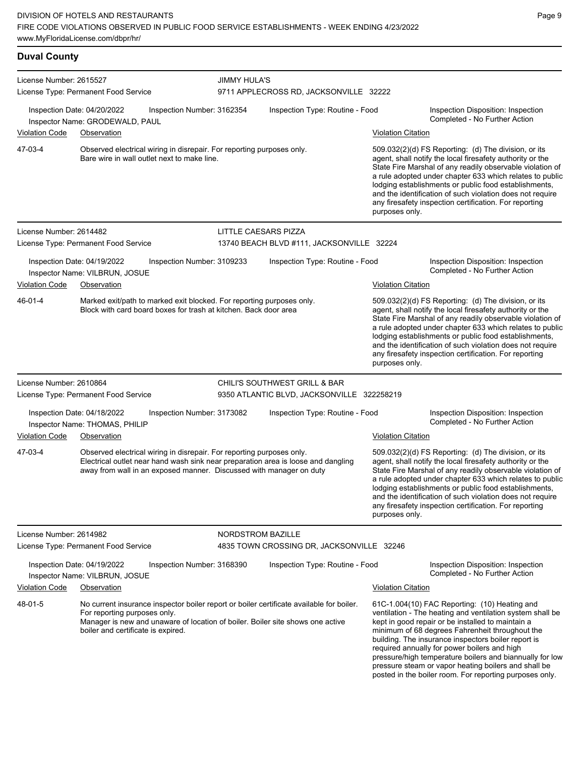## Duval County

**License Number:** 2615527
**License Type:** Permanent Food Service
**JIMMY HULA'S**
9711 APPLECROSS RD, JACKSONVILLE 32222

Inspection Date: 04/20/2022
Inspection Number: 3162354
Inspection Type: Routine - Food
Inspection Disposition: Inspection Completed - No Further Action
Inspector Name: GRODEWALD, PAUL

| Violation Code | Observation | Violation Citation |
| --- | --- | --- |
| 47-03-4 | Observed electrical wiring in disrepair. For reporting purposes only. Bare wire in wall outlet next to make line. | 509.032(2)(d) FS Reporting: (d) The division, or its agent, shall notify the local firesafety authority or the State Fire Marshal of any readily observable violation of a rule adopted under chapter 633 which relates to public lodging establishments or public food establishments, and the identification of such violation does not require any firesafety inspection certification. For reporting purposes only. |

---

**License Number:** 2614482
**License Type:** Permanent Food Service
**LITTLE CAESARS PIZZA**
13740 BEACH BLVD #111, JACKSONVILLE 32224

Inspection Date: 04/19/2022
Inspection Number: 3109233
Inspection Type: Routine - Food
Inspection Disposition: Inspection Completed - No Further Action
Inspector Name: VILBRUN, JOSUE

| Violation Code | Observation | Violation Citation |
| --- | --- | --- |
| 46-01-4 | Marked exit/path to marked exit blocked. For reporting purposes only. Block with card board boxes for trash at kitchen. Back door area | 509.032(2)(d) FS Reporting: (d) The division, or its agent, shall notify the local firesafety authority or the State Fire Marshal of any readily observable violation of a rule adopted under chapter 633 which relates to public lodging establishments or public food establishments, and the identification of such violation does not require any firesafety inspection certification. For reporting purposes only. |

---

**License Number:** 2610864
**License Type:** Permanent Food Service
**CHILI'S SOUTHWEST GRILL & BAR**
9350 ATLANTIC BLVD, JACKSONVILLE 322258219

Inspection Date: 04/18/2022
Inspection Number: 3173082
Inspection Type: Routine - Food
Inspection Disposition: Inspection Completed - No Further Action
Inspector Name: THOMAS, PHILIP

| Violation Code | Observation | Violation Citation |
| --- | --- | --- |
| 47-03-4 | Observed electrical wiring in disrepair. For reporting purposes only. Electrical outlet near hand wash sink near preparation area is loose and dangling away from wall in an exposed manner. Discussed with manager on duty | 509.032(2)(d) FS Reporting: (d) The division, or its agent, shall notify the local firesafety authority or the State Fire Marshal of any readily observable violation of a rule adopted under chapter 633 which relates to public lodging establishments or public food establishments, and the identification of such violation does not require any firesafety inspection certification. For reporting purposes only. |

---

**License Number:** 2614982
**License Type:** Permanent Food Service
**NORDSTROM BAZILLE**
4835 TOWN CROSSING DR, JACKSONVILLE 32246

Inspection Date: 04/19/2022
Inspection Number: 3168390
Inspection Type: Routine - Food
Inspection Disposition: Inspection Completed - No Further Action
Inspector Name: VILBRUN, JOSUE

| Violation Code | Observation | Violation Citation |
| --- | --- | --- |
| 48-01-5 | No current insurance inspector boiler report or boiler certificate available for boiler. For reporting purposes only. Manager is new and unaware of location of boiler. Boiler site shows one active boiler and certificate is expired. | 61C-1.004(10) FAC Reporting: (10) Heating and ventilation - The heating and ventilation system shall be kept in good repair or be installed to maintain a minimum of 68 degrees Fahrenheit throughout the building. The insurance inspectors boiler report is required annually for power boilers and high pressure/high temperature boilers and biannually for low pressure steam or vapor heating boilers and shall be posted in the boiler room. For reporting purposes only. |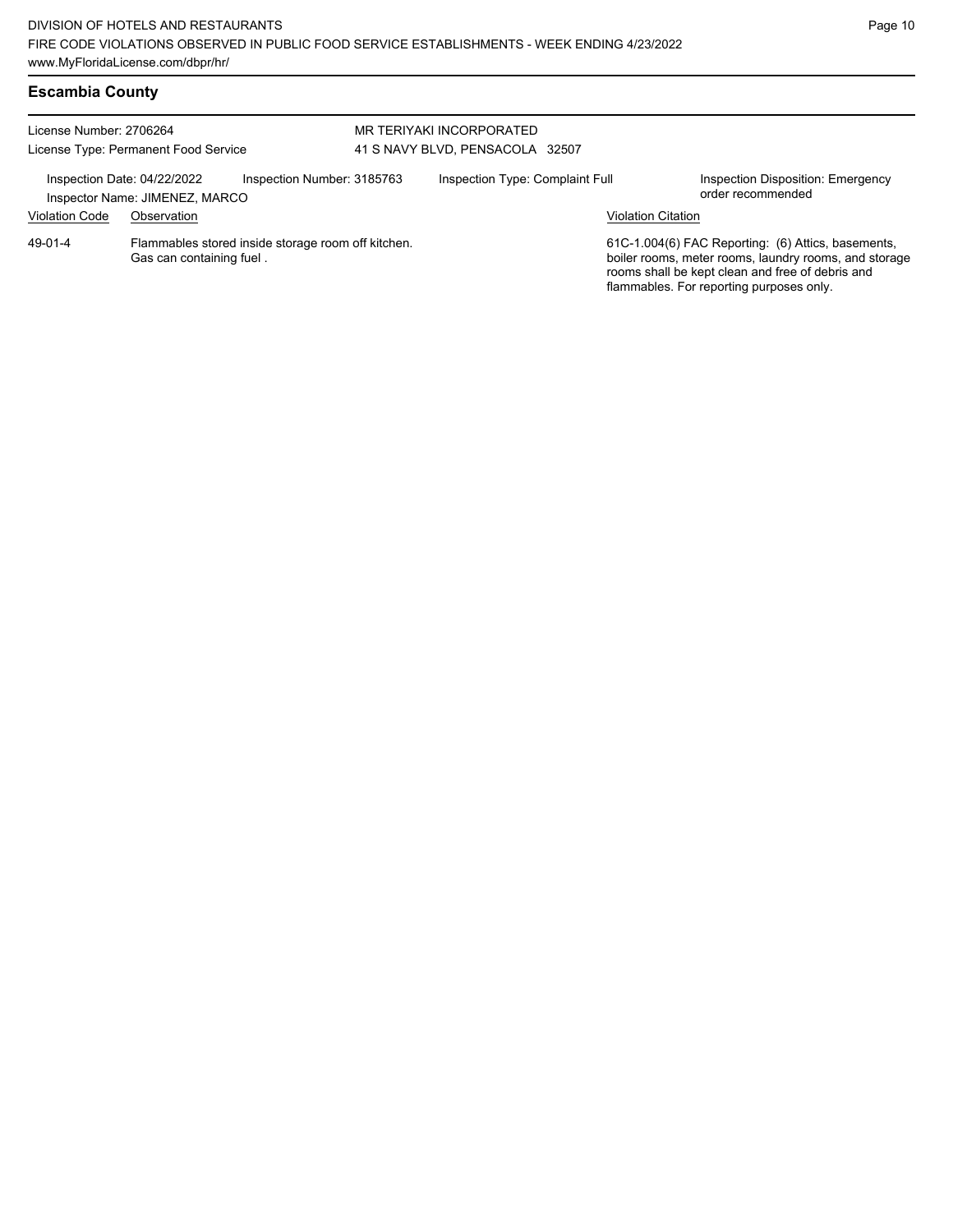## Escambia County

License Number: 2706264
License Type: Permanent Food Service

MR TERIYAKI INCORPORATED
41 S NAVY BLVD, PENSACOLA 32507

Inspection Date: 04/22/2022
Inspector Name: JIMENEZ, MARCO
Inspection Number: 3185763
Inspection Type: Complaint Full
Inspection Disposition: Emergency order recommended

| Violation Code | Observation | Violation Citation |
|---|---|---|
| 49-01-4 | Flammables stored inside storage room off kitchen. Gas can containing fuel . | 61C-1.004(6) FAC Reporting: (6) Attics, basements, boiler rooms, meter rooms, laundry rooms, and storage rooms shall be kept clean and free of debris and flammables. For reporting purposes only. |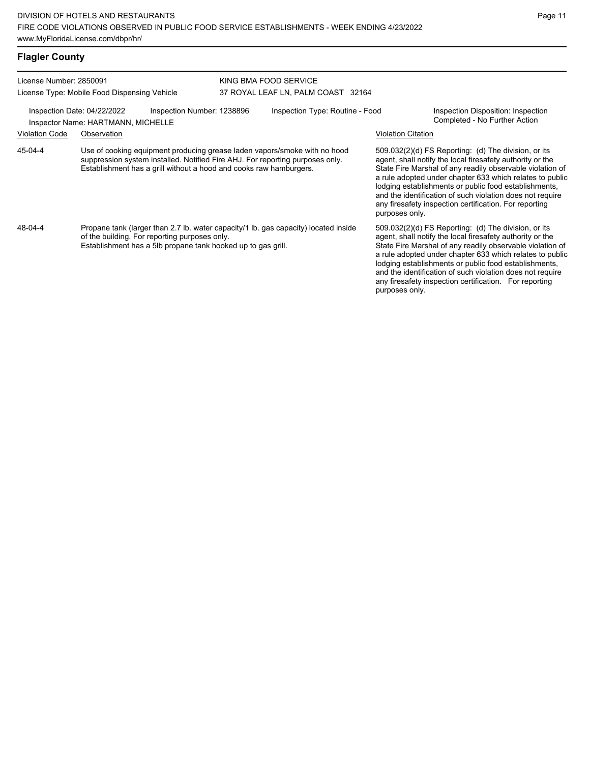## Flagler County

License Number: 2850091
License Type: Mobile Food Dispensing Vehicle

KING BMA FOOD SERVICE
37 ROYAL LEAF LN, PALM COAST 32164

Inspection Date: 04/22/2022
Inspection Number: 1238896
Inspection Type: Routine - Food
Inspector Name: HARTMANN, MICHELLE
Inspection Disposition: Inspection Completed - No Further Action

| Violation Code | Observation | Violation Citation |
| --- | --- | --- |
| 45-04-4 | Use of cooking equipment producing grease laden vapors/smoke with no hood suppression system installed. Notified Fire AHJ. For reporting purposes only. Establishment has a grill without a hood and cooks raw hamburgers. | 509.032(2)(d) FS Reporting: (d) The division, or its agent, shall notify the local firesafety authority or the State Fire Marshal of any readily observable violation of a rule adopted under chapter 633 which relates to public lodging establishments or public food establishments, and the identification of such violation does not require any firesafety inspection certification. For reporting purposes only. |
| 48-04-4 | Propane tank (larger than 2.7 lb. water capacity/1 lb. gas capacity) located inside of the building. For reporting purposes only. Establishment has a 5lb propane tank hooked up to gas grill. | 509.032(2)(d) FS Reporting: (d) The division, or its agent, shall notify the local firesafety authority or the State Fire Marshal of any readily observable violation of a rule adopted under chapter 633 which relates to public lodging establishments or public food establishments, and the identification of such violation does not require any firesafety inspection certification. For reporting purposes only. |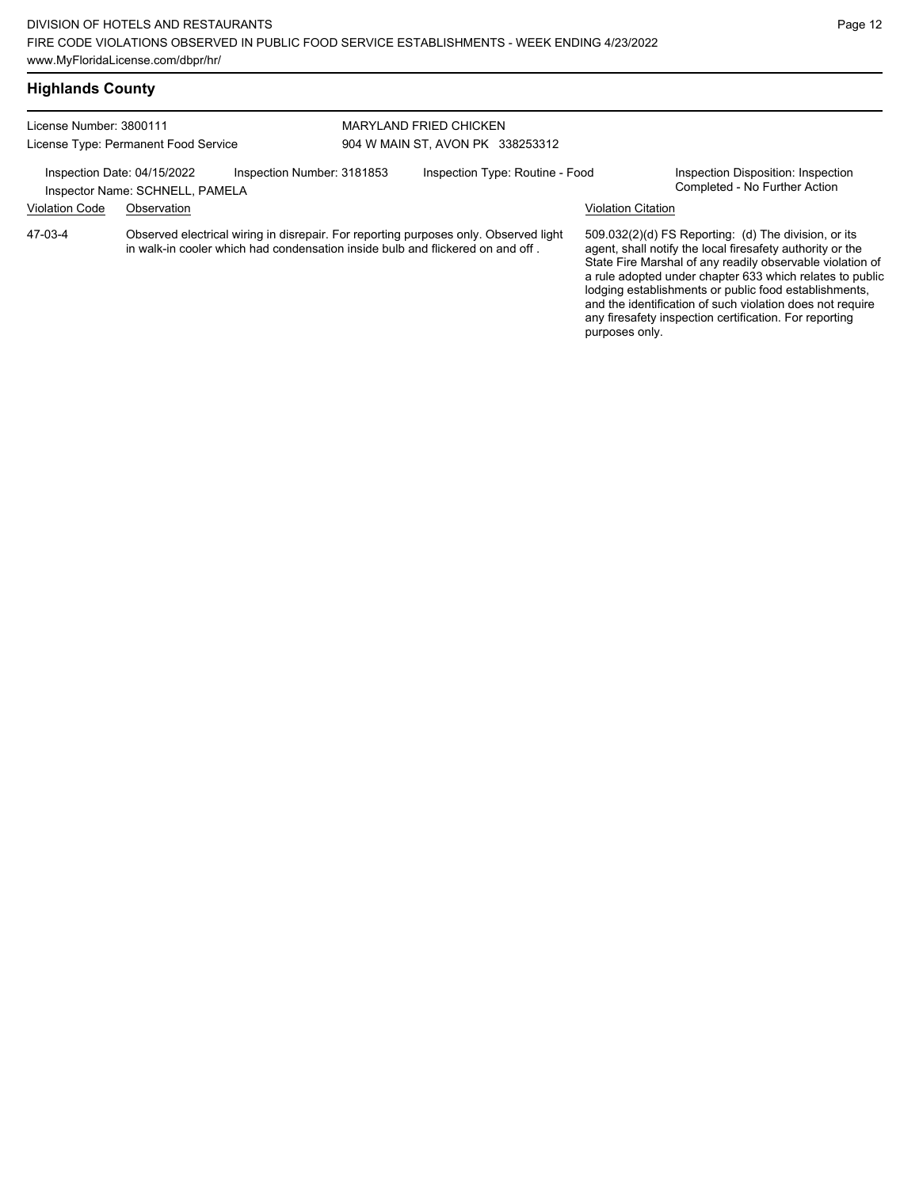## Highlands County

License Number: 3800111
License Type: Permanent Food Service

MARYLAND FRIED CHICKEN
904 W MAIN ST, AVON PK 338253312

Inspection Date: 04/15/2022 | Inspection Number: 3181853 | Inspection Type: Routine - Food | Inspection Disposition: Inspection Completed - No Further Action

Inspector Name: SCHNELL, PAMELA

| Violation Code | Observation | Violation Citation |
| --- | --- | --- |
| 47-03-4 | Observed electrical wiring in disrepair. For reporting purposes only. Observed light in walk-in cooler which had condensation inside bulb and flickered on and off . | 509.032(2)(d) FS Reporting: (d) The division, or its agent, shall notify the local firesafety authority or the State Fire Marshal of any readily observable violation of a rule adopted under chapter 633 which relates to public lodging establishments or public food establishments, and the identification of such violation does not require any firesafety inspection certification. For reporting purposes only. |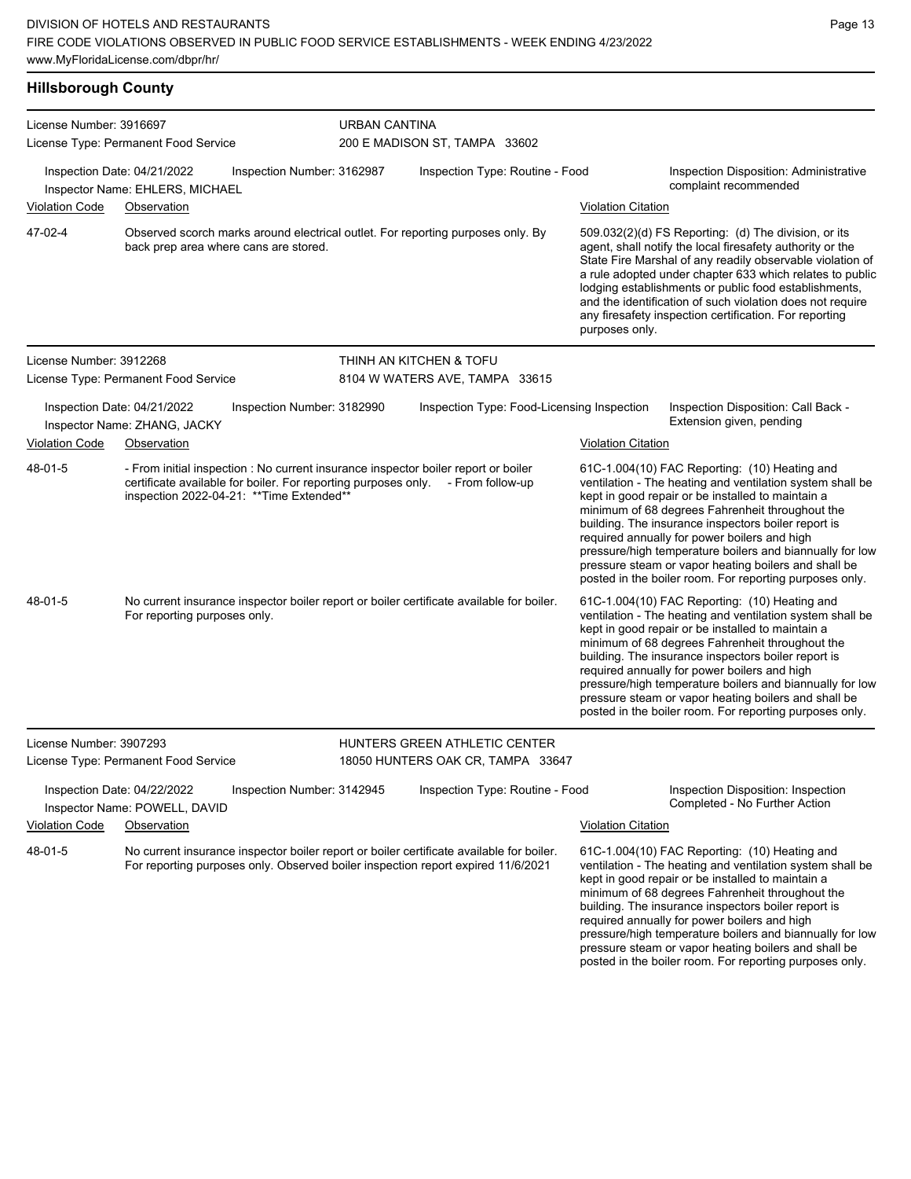## Hillsborough County

**License Number:** 3916697
**License Type:** Permanent Food Service

**URBAN CANTINA**
200 E MADISON ST, TAMPA 33602

**Inspection Date:** 04/21/2022 | **Inspection Number:** 3162987 | **Inspection Type:** Routine - Food | **Inspection Disposition:** Administrative complaint recommended

**Inspector Name:** EHLERS, MICHAEL

| Violation Code | Observation | Violation Citation |
| --- | --- | --- |
| 47-02-4 | Observed scorch marks around electrical outlet. For reporting purposes only. By back prep area where cans are stored. | 509.032(2)(d) FS Reporting: (d) The division, or its agent, shall notify the local firesafety authority or the State Fire Marshal of any readily observable violation of a rule adopted under chapter 633 which relates to public lodging establishments or public food establishments, and the identification of such violation does not require any firesafety inspection certification. For reporting purposes only. |

---

**License Number:** 3912268
**License Type:** Permanent Food Service

**THINH AN KITCHEN & TOFU**
8104 W WATERS AVE, TAMPA 33615

**Inspection Date:** 04/21/2022 | **Inspection Number:** 3182990 | **Inspection Type:** Food-Licensing Inspection | **Inspection Disposition:** Call Back - Extension given, pending

**Inspector Name:** ZHANG, JACKY

| Violation Code | Observation | Violation Citation |
| --- | --- | --- |
| 48-01-5 | - From initial inspection : No current insurance inspector boiler report or boiler certificate available for boiler. For reporting purposes only. - From follow-up inspection 2022-04-21: **Time Extended** | 61C-1.004(10) FAC Reporting: (10) Heating and ventilation - The heating and ventilation system shall be kept in good repair or be installed to maintain a minimum of 68 degrees Fahrenheit throughout the building. The insurance inspectors boiler report is required annually for power boilers and high pressure/high temperature boilers and biannually for low pressure steam or vapor heating boilers and shall be posted in the boiler room. For reporting purposes only. |
| 48-01-5 | No current insurance inspector boiler report or boiler certificate available for boiler. For reporting purposes only. | 61C-1.004(10) FAC Reporting: (10) Heating and ventilation - The heating and ventilation system shall be kept in good repair or be installed to maintain a minimum of 68 degrees Fahrenheit throughout the building. The insurance inspectors boiler report is required annually for power boilers and high pressure/high temperature boilers and biannually for low pressure steam or vapor heating boilers and shall be posted in the boiler room. For reporting purposes only. |

---

**License Number:** 3907293
**License Type:** Permanent Food Service

**HUNTERS GREEN ATHLETIC CENTER**
18050 HUNTERS OAK CR, TAMPA 33647

**Inspection Date:** 04/22/2022 | **Inspection Number:** 3142945 | **Inspection Type:** Routine - Food | **Inspection Disposition:** Inspection Completed - No Further Action

**Inspector Name:** POWELL, DAVID

| Violation Code | Observation | Violation Citation |
| --- | --- | --- |
| 48-01-5 | No current insurance inspector boiler report or boiler certificate available for boiler. For reporting purposes only. Observed boiler inspection report expired 11/6/2021 | 61C-1.004(10) FAC Reporting: (10) Heating and ventilation - The heating and ventilation system shall be kept in good repair or be installed to maintain a minimum of 68 degrees Fahrenheit throughout the building. The insurance inspectors boiler report is required annually for power boilers and high pressure/high temperature boilers and biannually for low pressure steam or vapor heating boilers and shall be posted in the boiler room. For reporting purposes only. |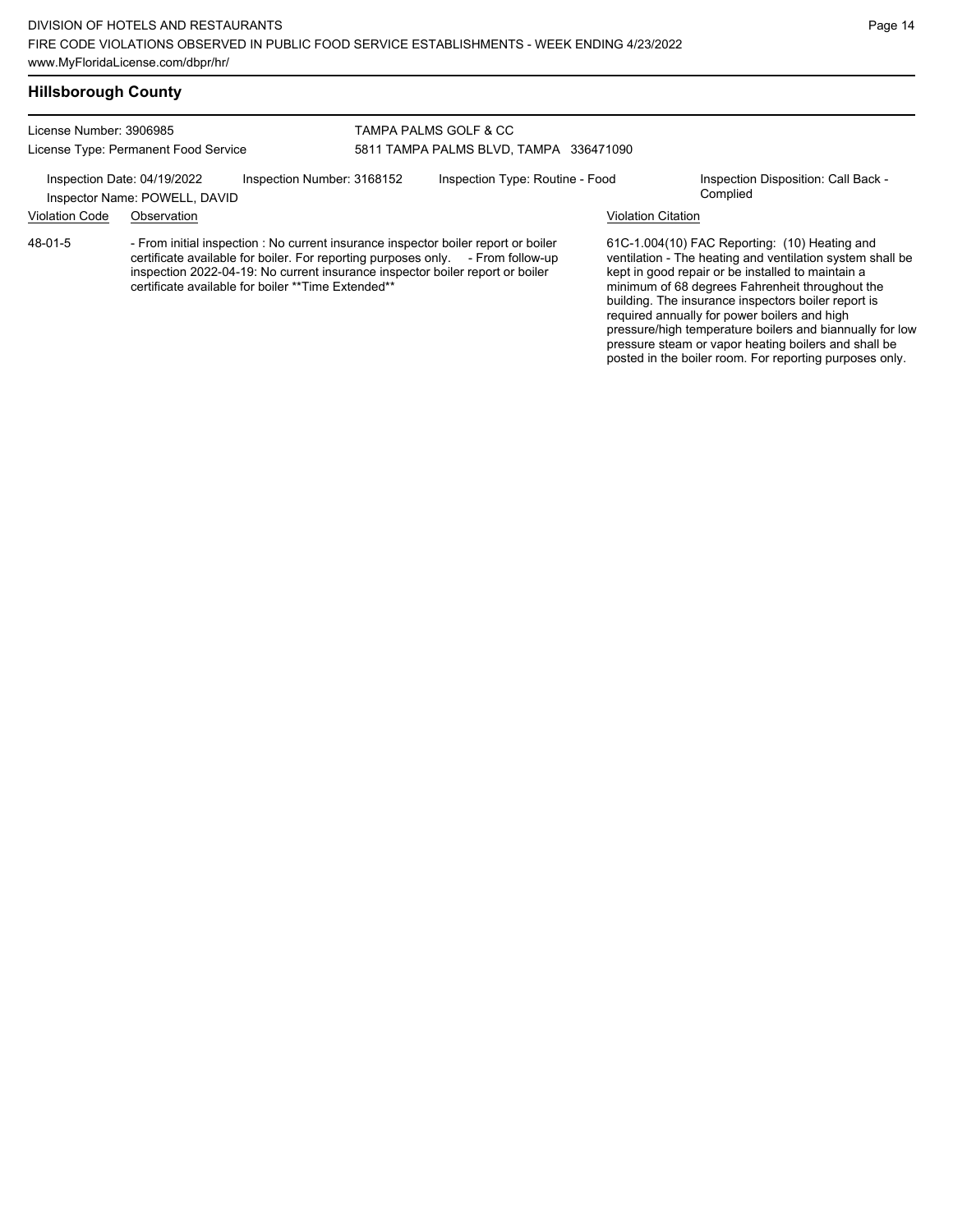## Hillsborough County

License Number: 3906985
License Type: Permanent Food Service

TAMPA PALMS GOLF & CC
5811 TAMPA PALMS BLVD, TAMPA 336471090

Inspection Date: 04/19/2022
Inspector Name: POWELL, DAVID
Inspection Number: 3168152
Inspection Type: Routine - Food
Inspection Disposition: Call Back - Complied

| Violation Code | Observation | Violation Citation |
| --- | --- | --- |
| 48-01-5 | - From initial inspection : No current insurance inspector boiler report or boiler certificate available for boiler. For reporting purposes only. - From follow-up inspection 2022-04-19: No current insurance inspector boiler report or boiler certificate available for boiler **Time Extended** | 61C-1.004(10) FAC Reporting: (10) Heating and ventilation - The heating and ventilation system shall be kept in good repair or be installed to maintain a minimum of 68 degrees Fahrenheit throughout the building. The insurance inspectors boiler report is required annually for power boilers and high pressure/high temperature boilers and biannually for low pressure steam or vapor heating boilers and shall be posted in the boiler room. For reporting purposes only. |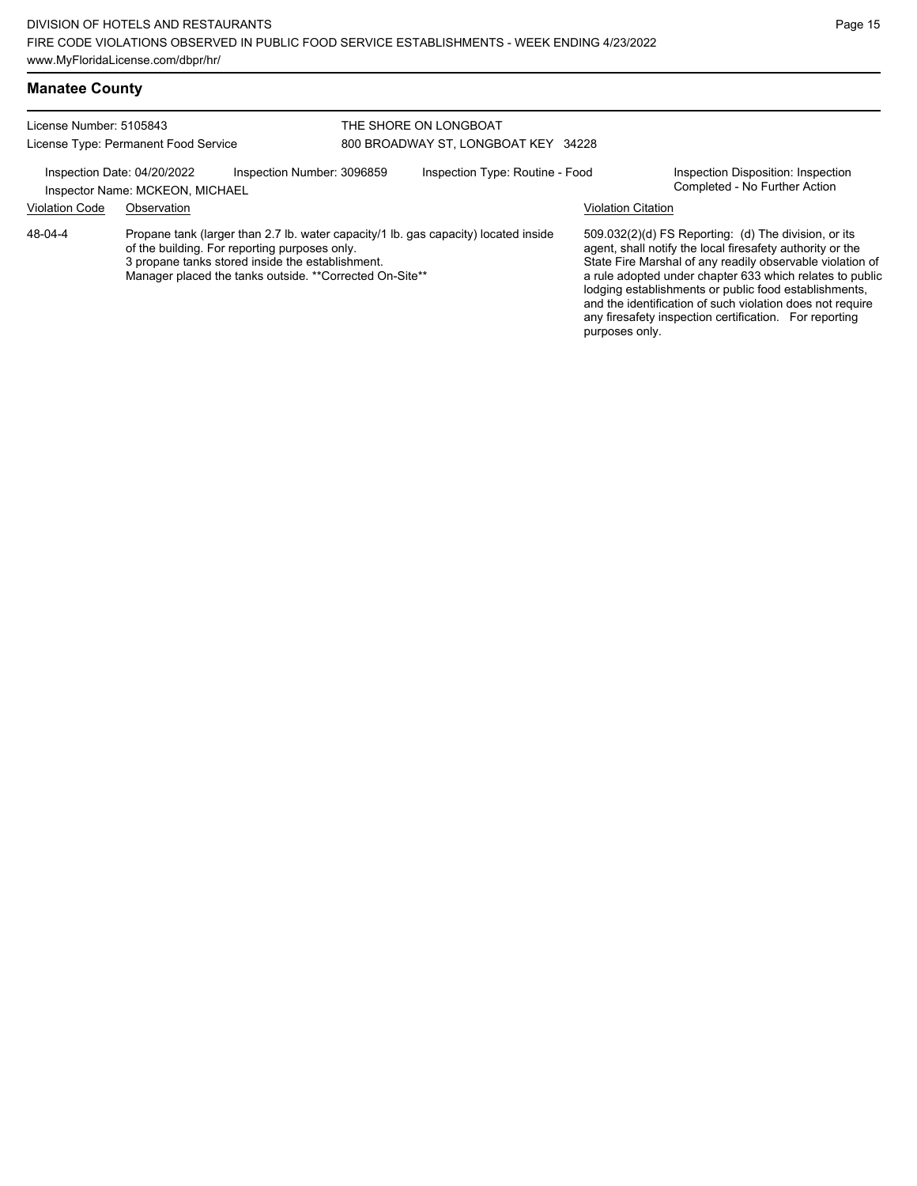## Manatee County

License Number: 5105843
License Type: Permanent Food Service

THE SHORE ON LONGBOAT
800 BROADWAY ST, LONGBOAT KEY 34228

Inspection Date: 04/20/2022
Inspector Name: MCKEON, MICHAEL
Inspection Number: 3096859
Inspection Type: Routine - Food
Inspection Disposition: Inspection Completed - No Further Action

| Violation Code | Observation | Violation Citation |
| --- | --- | --- |
| 48-04-4 | Propane tank (larger than 2.7 lb. water capacity/1 lb. gas capacity) located inside of the building. For reporting purposes only. 3 propane tanks stored inside the establishment. Manager placed the tanks outside. **Corrected On-Site** | 509.032(2)(d) FS Reporting: (d) The division, or its agent, shall notify the local firesafety authority or the State Fire Marshal of any readily observable violation of a rule adopted under chapter 633 which relates to public lodging establishments or public food establishments, and the identification of such violation does not require any firesafety inspection certification. For reporting purposes only. |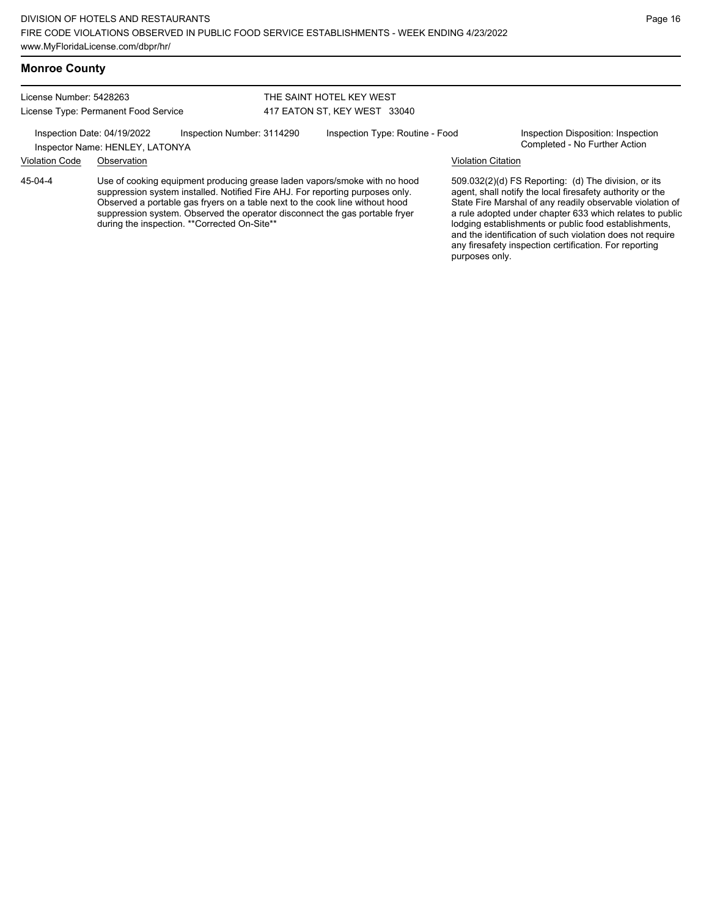## Monroe County

License Number: 5428263
License Type: Permanent Food Service

THE SAINT HOTEL KEY WEST
417 EATON ST, KEY WEST 33040

Inspection Date: 04/19/2022 | Inspection Number: 3114290 | Inspection Type: Routine - Food | Inspection Disposition: Inspection Completed - No Further Action

Inspector Name: HENLEY, LATONYA

| Violation Code | Observation | Violation Citation |
|---|---|---|
| 45-04-4 | Use of cooking equipment producing grease laden vapors/smoke with no hood suppression system installed. Notified Fire AHJ. For reporting purposes only. Observed a portable gas fryers on a table next to the cook line without hood suppression system. Observed the operator disconnect the gas portable fryer during the inspection. **Corrected On-Site** | 509.032(2)(d) FS Reporting: (d) The division, or its agent, shall notify the local firesafety authority or the State Fire Marshal of any readily observable violation of a rule adopted under chapter 633 which relates to public lodging establishments or public food establishments, and the identification of such violation does not require any firesafety inspection certification. For reporting purposes only. |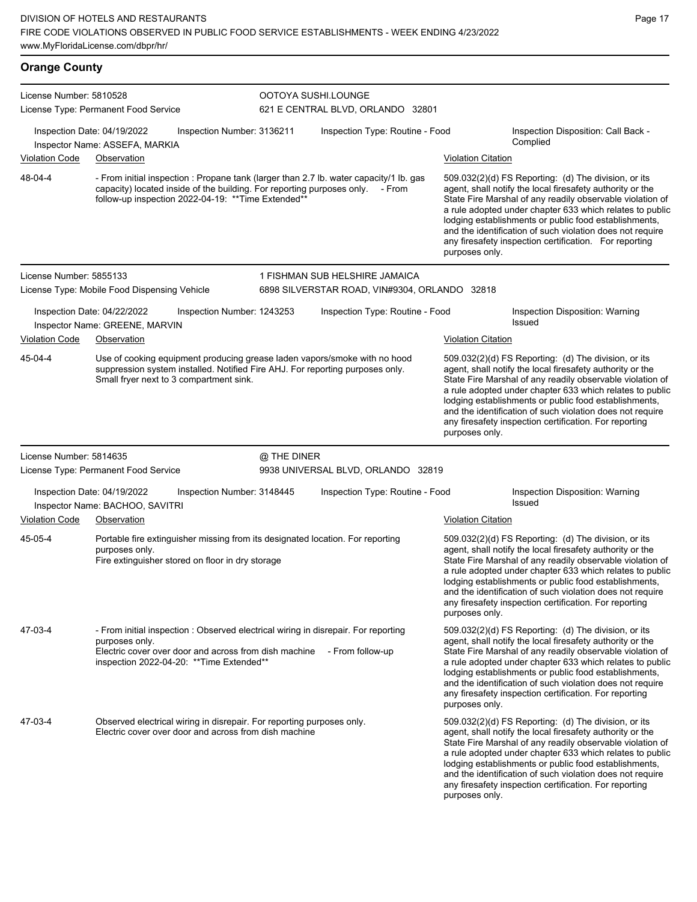## Orange County

**License Number:** 5810528
**License Type:** Permanent Food Service

**OOTOYA SUSHI.LOUNGE**
621 E CENTRAL BLVD, ORLANDO 32801

Inspection Date: 04/19/2022 | Inspection Number: 3136211 | Inspection Type: Routine - Food | Inspection Disposition: Call Back - Complied
Inspector Name: ASSEFA, MARKIA

| Violation Code | Observation | Violation Citation |
|---|---|---|
| 48-04-4 | - From initial inspection : Propane tank (larger than 2.7 lb. water capacity/1 lb. gas capacity) located inside of the building. For reporting purposes only. - From follow-up inspection 2022-04-19: **Time Extended** | 509.032(2)(d) FS Reporting: (d) The division, or its agent, shall notify the local firesafety authority or the State Fire Marshal of any readily observable violation of a rule adopted under chapter 633 which relates to public lodging establishments or public food establishments, and the identification of such violation does not require any firesafety inspection certification. For reporting purposes only. |

**License Number:** 5855133
**License Type:** Mobile Food Dispensing Vehicle

**1 FISHMAN SUB HELSHIRE JAMAICA**
6898 SILVERSTAR ROAD, VIN#9304, ORLANDO 32818

Inspection Date: 04/22/2022 | Inspection Number: 1243253 | Inspection Type: Routine - Food | Inspection Disposition: Warning Issued
Inspector Name: GREENE, MARVIN

| Violation Code | Observation | Violation Citation |
|---|---|---|
| 45-04-4 | Use of cooking equipment producing grease laden vapors/smoke with no hood suppression system installed. Notified Fire AHJ. For reporting purposes only. Small fryer next to 3 compartment sink. | 509.032(2)(d) FS Reporting: (d) The division, or its agent, shall notify the local firesafety authority or the State Fire Marshal of any readily observable violation of a rule adopted under chapter 633 which relates to public lodging establishments or public food establishments, and the identification of such violation does not require any firesafety inspection certification. For reporting purposes only. |

**License Number:** 5814635
**License Type:** Permanent Food Service

**@ THE DINER**
9938 UNIVERSAL BLVD, ORLANDO 32819

Inspection Date: 04/19/2022 | Inspection Number: 3148445 | Inspection Type: Routine - Food | Inspection Disposition: Warning Issued
Inspector Name: BACHOO, SAVITRI

| Violation Code | Observation | Violation Citation |
|---|---|---|
| 45-05-4 | Portable fire extinguisher missing from its designated location. For reporting purposes only. Fire extinguisher stored on floor in dry storage | 509.032(2)(d) FS Reporting: (d) The division, or its agent, shall notify the local firesafety authority or the State Fire Marshal of any readily observable violation of a rule adopted under chapter 633 which relates to public lodging establishments or public food establishments, and the identification of such violation does not require any firesafety inspection certification. For reporting purposes only. |
| 47-03-4 | - From initial inspection : Observed electrical wiring in disrepair. For reporting purposes only. Electric cover over door and across from dish machine - From follow-up inspection 2022-04-20: **Time Extended** | 509.032(2)(d) FS Reporting: (d) The division, or its agent, shall notify the local firesafety authority or the State Fire Marshal of any readily observable violation of a rule adopted under chapter 633 which relates to public lodging establishments or public food establishments, and the identification of such violation does not require any firesafety inspection certification. For reporting purposes only. |
| 47-03-4 | Observed electrical wiring in disrepair. For reporting purposes only. Electric cover over door and across from dish machine | 509.032(2)(d) FS Reporting: (d) The division, or its agent, shall notify the local firesafety authority or the State Fire Marshal of any readily observable violation of a rule adopted under chapter 633 which relates to public lodging establishments or public food establishments, and the identification of such violation does not require any firesafety inspection certification. For reporting purposes only. |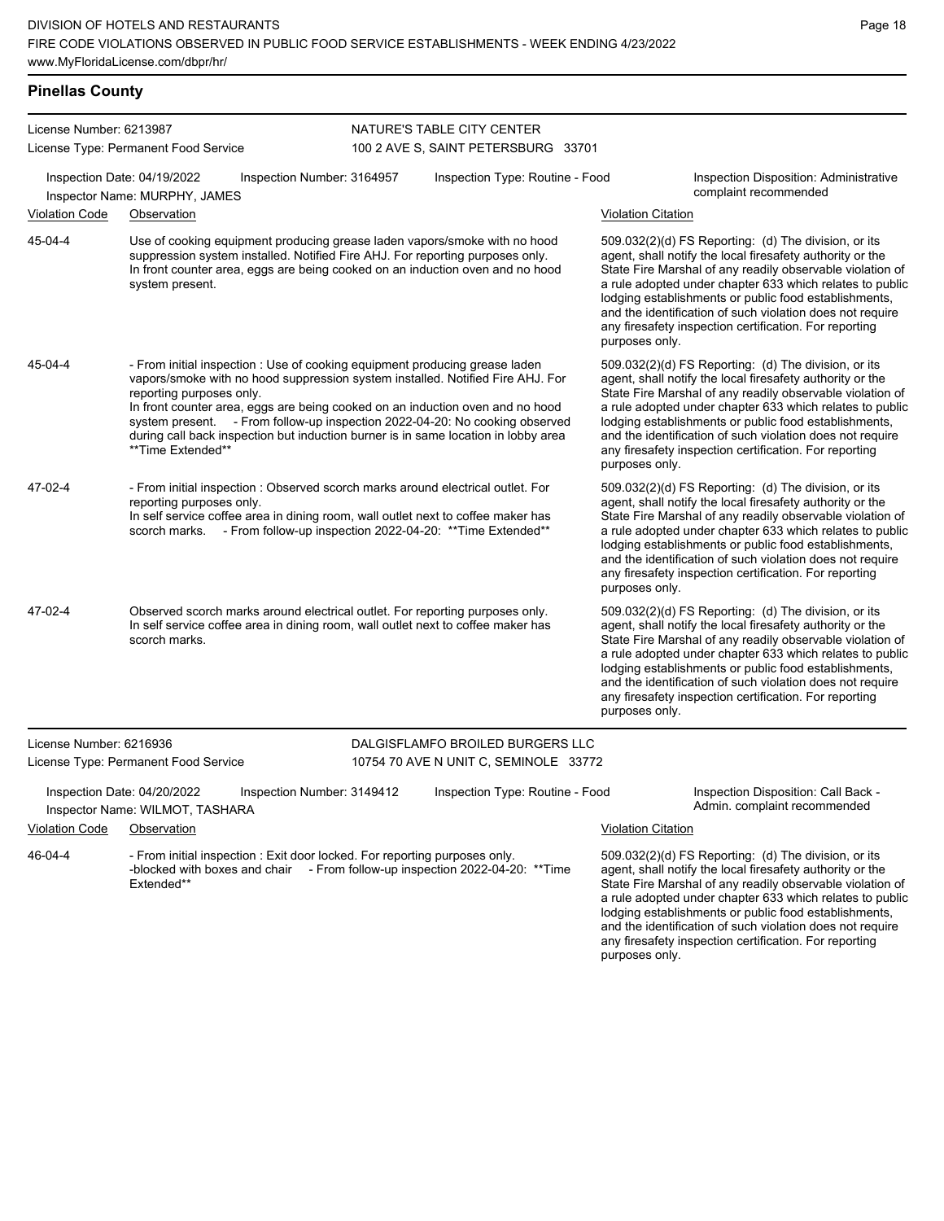## Pinellas County

License Number: 6213987
License Type: Permanent Food Service

NATURE'S TABLE CITY CENTER
100 2 AVE S, SAINT PETERSBURG 33701

Inspection Date: 04/19/2022 | Inspection Number: 3164957 | Inspection Type: Routine - Food | Inspection Disposition: Administrative complaint recommended

Inspector Name: MURPHY, JAMES

| Violation Code | Observation | Violation Citation |
|---|---|---|
| 45-04-4 | Use of cooking equipment producing grease laden vapors/smoke with no hood suppression system installed. Notified Fire AHJ. For reporting purposes only. In front counter area, eggs are being cooked on an induction oven and no hood system present. | 509.032(2)(d) FS Reporting: (d) The division, or its agent, shall notify the local firesafety authority or the State Fire Marshal of any readily observable violation of a rule adopted under chapter 633 which relates to public lodging establishments or public food establishments, and the identification of such violation does not require any firesafety inspection certification. For reporting purposes only. |
| 45-04-4 | - From initial inspection : Use of cooking equipment producing grease laden vapors/smoke with no hood suppression system installed. Notified Fire AHJ. For reporting purposes only. In front counter area, eggs are being cooked on an induction oven and no hood system present. - From follow-up inspection 2022-04-20: No cooking observed during call back inspection but induction burner is in same location in lobby area **Time Extended** | 509.032(2)(d) FS Reporting: (d) The division, or its agent, shall notify the local firesafety authority or the State Fire Marshal of any readily observable violation of a rule adopted under chapter 633 which relates to public lodging establishments or public food establishments, and the identification of such violation does not require any firesafety inspection certification. For reporting purposes only. |
| 47-02-4 | - From initial inspection : Observed scorch marks around electrical outlet. For reporting purposes only. In self service coffee area in dining room, wall outlet next to coffee maker has scorch marks. - From follow-up inspection 2022-04-20: **Time Extended** | 509.032(2)(d) FS Reporting: (d) The division, or its agent, shall notify the local firesafety authority or the State Fire Marshal of any readily observable violation of a rule adopted under chapter 633 which relates to public lodging establishments or public food establishments, and the identification of such violation does not require any firesafety inspection certification. For reporting purposes only. |
| 47-02-4 | Observed scorch marks around electrical outlet. For reporting purposes only. In self service coffee area in dining room, wall outlet next to coffee maker has scorch marks. | 509.032(2)(d) FS Reporting: (d) The division, or its agent, shall notify the local firesafety authority or the State Fire Marshal of any readily observable violation of a rule adopted under chapter 633 which relates to public lodging establishments or public food establishments, and the identification of such violation does not require any firesafety inspection certification. For reporting purposes only. |

License Number: 6216936
License Type: Permanent Food Service

DALGISFLAMFO BROILED BURGERS LLC
10754 70 AVE N UNIT C, SEMINOLE 33772

Inspection Date: 04/20/2022 | Inspection Number: 3149412 | Inspection Type: Routine - Food | Inspection Disposition: Call Back - Admin. complaint recommended

Inspector Name: WILMOT, TASHARA

| Violation Code | Observation | Violation Citation |
|---|---|---|
| 46-04-4 | - From initial inspection : Exit door locked. For reporting purposes only. -blocked with boxes and chair - From follow-up inspection 2022-04-20: **Time Extended** | 509.032(2)(d) FS Reporting: (d) The division, or its agent, shall notify the local firesafety authority or the State Fire Marshal of any readily observable violation of a rule adopted under chapter 633 which relates to public lodging establishments or public food establishments, and the identification of such violation does not require any firesafety inspection certification. For reporting purposes only. |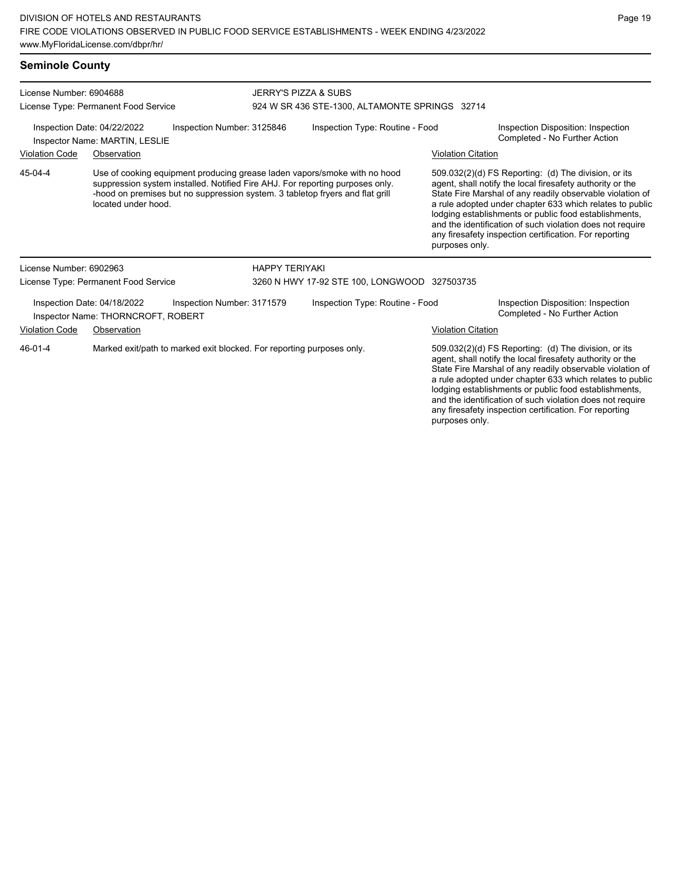## Seminole County

**License Number:** 6904688
**License Type:** Permanent Food Service

**JERRY'S PIZZA & SUBS**
924 W SR 436 STE-1300, ALTAMONTE SPRINGS 32714

**Inspection Date:** 04/22/2022
**Inspector Name:** MARTIN, LESLIE
**Inspection Number:** 3125846
**Inspection Type:** Routine - Food
**Inspection Disposition:** Inspection Completed - No Further Action

| Violation Code | Observation | Violation Citation |
|---|---|---|
| 45-04-4 | Use of cooking equipment producing grease laden vapors/smoke with no hood suppression system installed. Notified Fire AHJ. For reporting purposes only. -hood on premises but no suppression system. 3 tabletop fryers and flat grill located under hood. | 509.032(2)(d) FS Reporting: (d) The division, or its agent, shall notify the local firesafety authority or the State Fire Marshal of any readily observable violation of a rule adopted under chapter 633 which relates to public lodging establishments or public food establishments, and the identification of such violation does not require any firesafety inspection certification. For reporting purposes only. |

**License Number:** 6902963
**License Type:** Permanent Food Service

**HAPPY TERIYAKI**
3260 N HWY 17-92 STE 100, LONGWOOD 327503735

**Inspection Date:** 04/18/2022
**Inspector Name:** THORNCROFT, ROBERT
**Inspection Number:** 3171579
**Inspection Type:** Routine - Food
**Inspection Disposition:** Inspection Completed - No Further Action

| Violation Code | Observation | Violation Citation |
|---|---|---|
| 46-01-4 | Marked exit/path to marked exit blocked. For reporting purposes only. | 509.032(2)(d) FS Reporting: (d) The division, or its agent, shall notify the local firesafety authority or the State Fire Marshal of any readily observable violation of a rule adopted under chapter 633 which relates to public lodging establishments or public food establishments, and the identification of such violation does not require any firesafety inspection certification. For reporting purposes only. |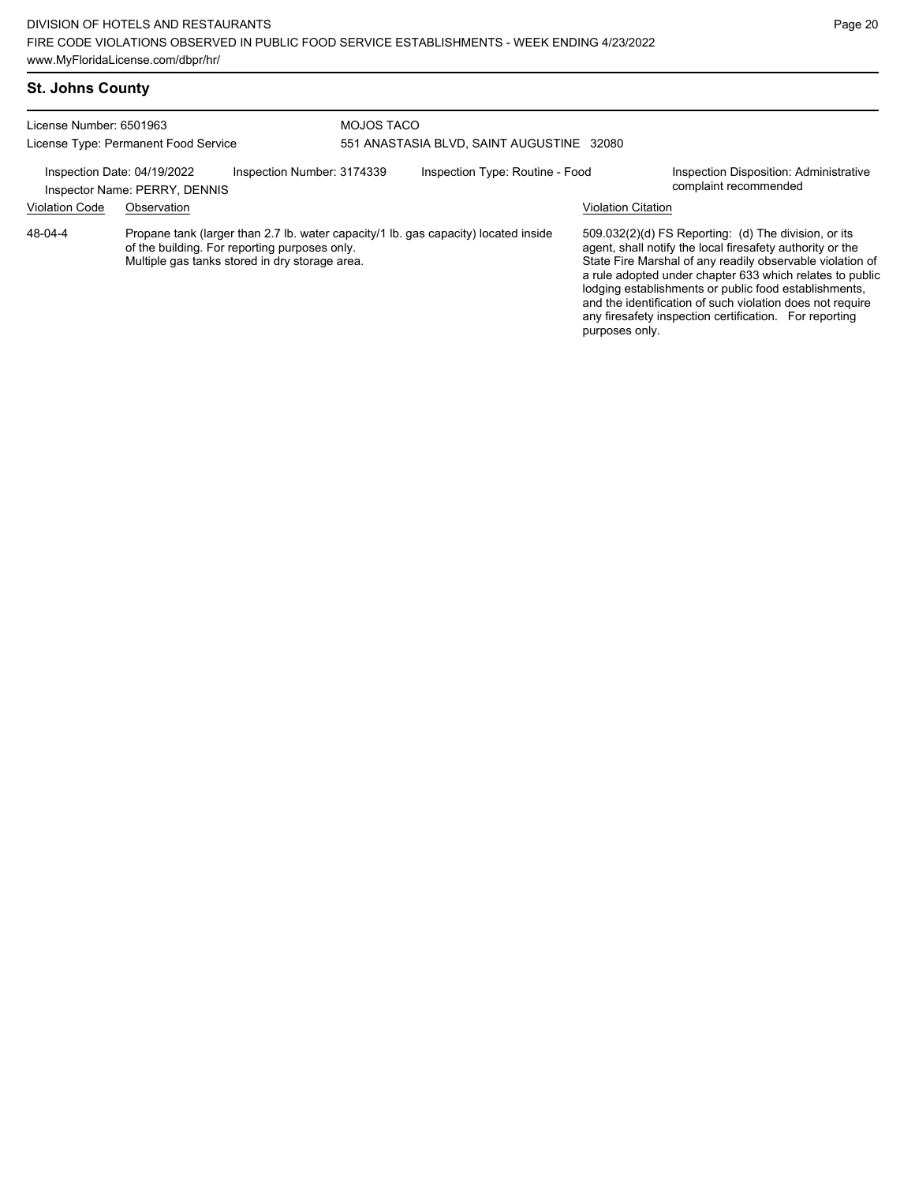## St. Johns County

License Number: 6501963
License Type: Permanent Food Service

MOJOS TACO
551 ANASTASIA BLVD, SAINT AUGUSTINE 32080

Inspection Date: 04/19/2022
Inspector Name: PERRY, DENNIS
Inspection Number: 3174339
Inspection Type: Routine - Food
Inspection Disposition: Administrative complaint recommended

| Violation Code | Observation | Violation Citation |
|---|---|---|
| 48-04-4 | Propane tank (larger than 2.7 lb. water capacity/1 lb. gas capacity) located inside of the building. For reporting purposes only. Multiple gas tanks stored in dry storage area. | 509.032(2)(d) FS Reporting: (d) The division, or its agent, shall notify the local firesafety authority or the State Fire Marshal of any readily observable violation of a rule adopted under chapter 633 which relates to public lodging establishments or public food establishments, and the identification of such violation does not require any firesafety inspection certification. For reporting purposes only. |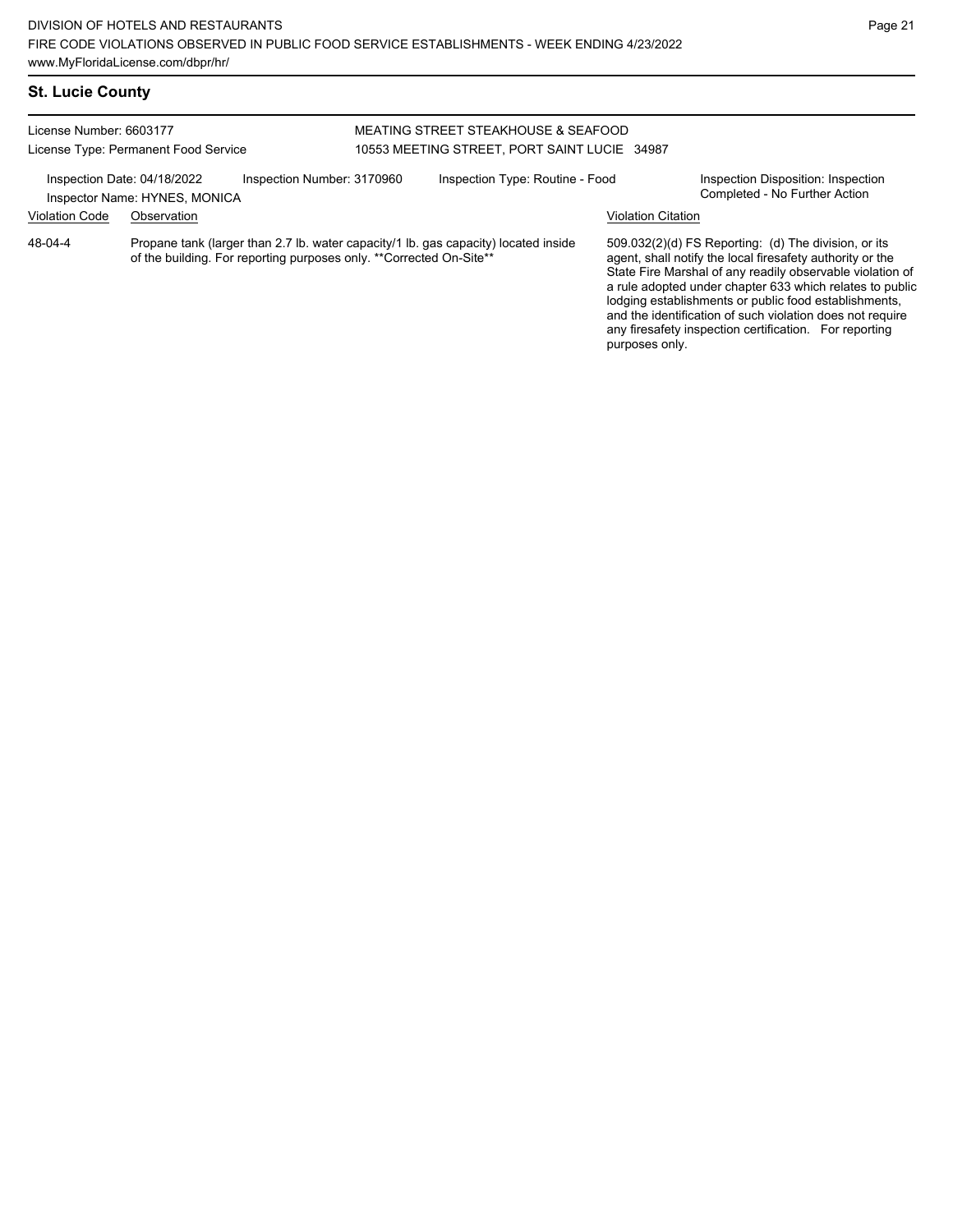## St. Lucie County

License Number: 6603177
License Type: Permanent Food Service

MEATING STREET STEAKHOUSE & SEAFOOD
10553 MEETING STREET, PORT SAINT LUCIE 34987

Inspection Date: 04/18/2022
Inspector Name: HYNES, MONICA
Inspection Number: 3170960
Inspection Type: Routine - Food
Inspection Disposition: Inspection Completed - No Further Action

| Violation Code | Observation | Violation Citation |
| --- | --- | --- |
| 48-04-4 | Propane tank (larger than 2.7 lb. water capacity/1 lb. gas capacity) located inside of the building. For reporting purposes only. **Corrected On-Site** | 509.032(2)(d) FS Reporting: (d) The division, or its agent, shall notify the local firesafety authority or the State Fire Marshal of any readily observable violation of a rule adopted under chapter 633 which relates to public lodging establishments or public food establishments, and the identification of such violation does not require any firesafety inspection certification. For reporting purposes only. |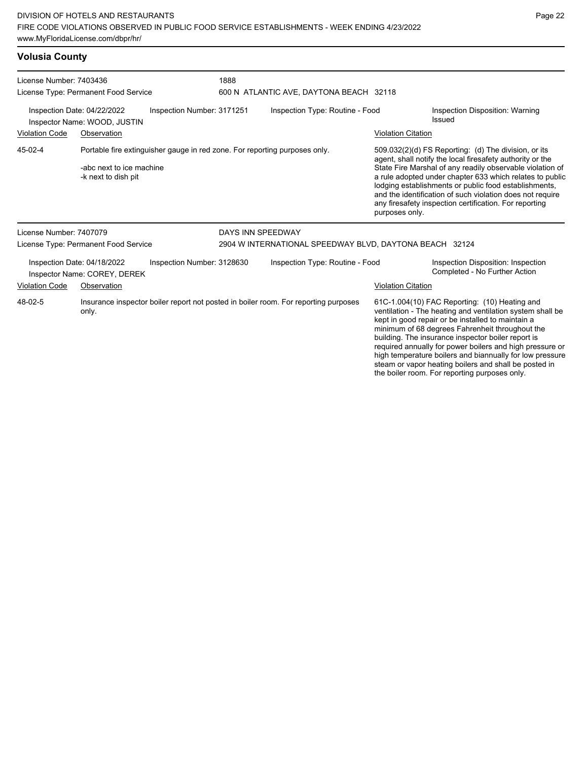## Volusia County

**License Number:** 7403436
**License Type:** Permanent Food Service

**1888**
600 N ATLANTIC AVE, DAYTONA BEACH 32118

Inspection Date: 04/22/2022
Inspector Name: WOOD, JUSTIN
Inspection Number: 3171251
Inspection Type: Routine - Food
Inspection Disposition: Warning Issued

| Violation Code | Observation | Violation Citation |
| --- | --- | --- |
| 45-02-4 | Portable fire extinguisher gauge in red zone. For reporting purposes only.<br>-abc next to ice machine<br>-k next to dish pit | 509.032(2)(d) FS Reporting: (d) The division, or its agent, shall notify the local firesafety authority or the State Fire Marshal of any readily observable violation of a rule adopted under chapter 633 which relates to public lodging establishments or public food establishments, and the identification of such violation does not require any firesafety inspection certification. For reporting purposes only. |

**License Number:** 7407079
**License Type:** Permanent Food Service

**DAYS INN SPEEDWAY**
2904 W INTERNATIONAL SPEEDWAY BLVD, DAYTONA BEACH 32124

Inspection Date: 04/18/2022
Inspector Name: COREY, DEREK
Inspection Number: 3128630
Inspection Type: Routine - Food
Inspection Disposition: Inspection Completed - No Further Action

| Violation Code | Observation | Violation Citation |
| --- | --- | --- |
| 48-02-5 | Insurance inspector boiler report not posted in boiler room. For reporting purposes only. | 61C-1.004(10) FAC Reporting: (10) Heating and ventilation - The heating and ventilation system shall be kept in good repair or be installed to maintain a minimum of 68 degrees Fahrenheit throughout the building. The insurance inspector boiler report is required annually for power boilers and high pressure or high temperature boilers and biannually for low pressure steam or vapor heating boilers and shall be posted in the boiler room. For reporting purposes only. |